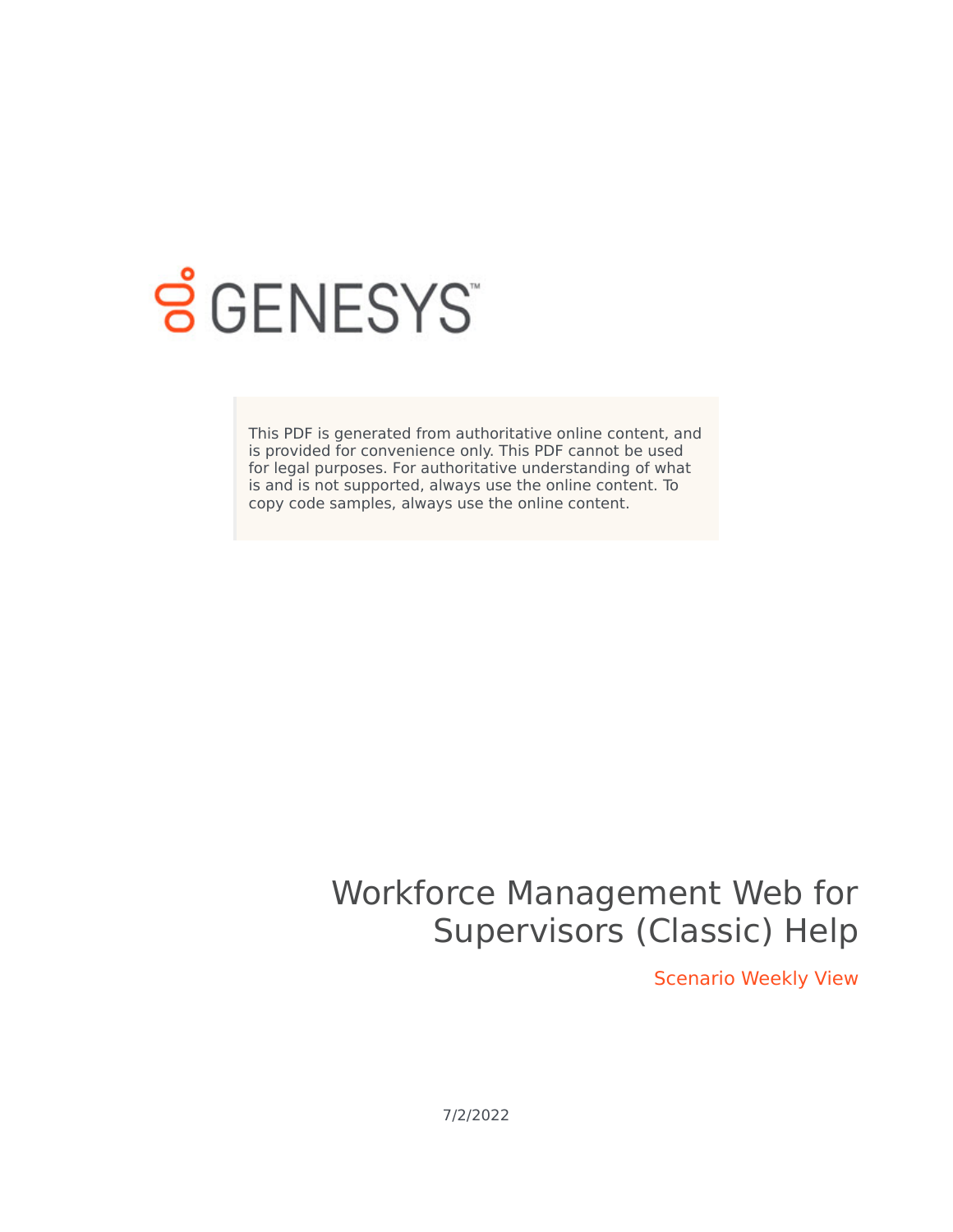GENESYS

This PDF is generated from authoritative online content, and is provided for convenience only. This PDF cannot be used for legal purposes. For authoritative understanding of what is and is not supported, always use the online content. To copy code samples, always use the online content.

# Workforce Management Web for Supervisors (Classic) Help

## Scenario Weekly View

7/2/2022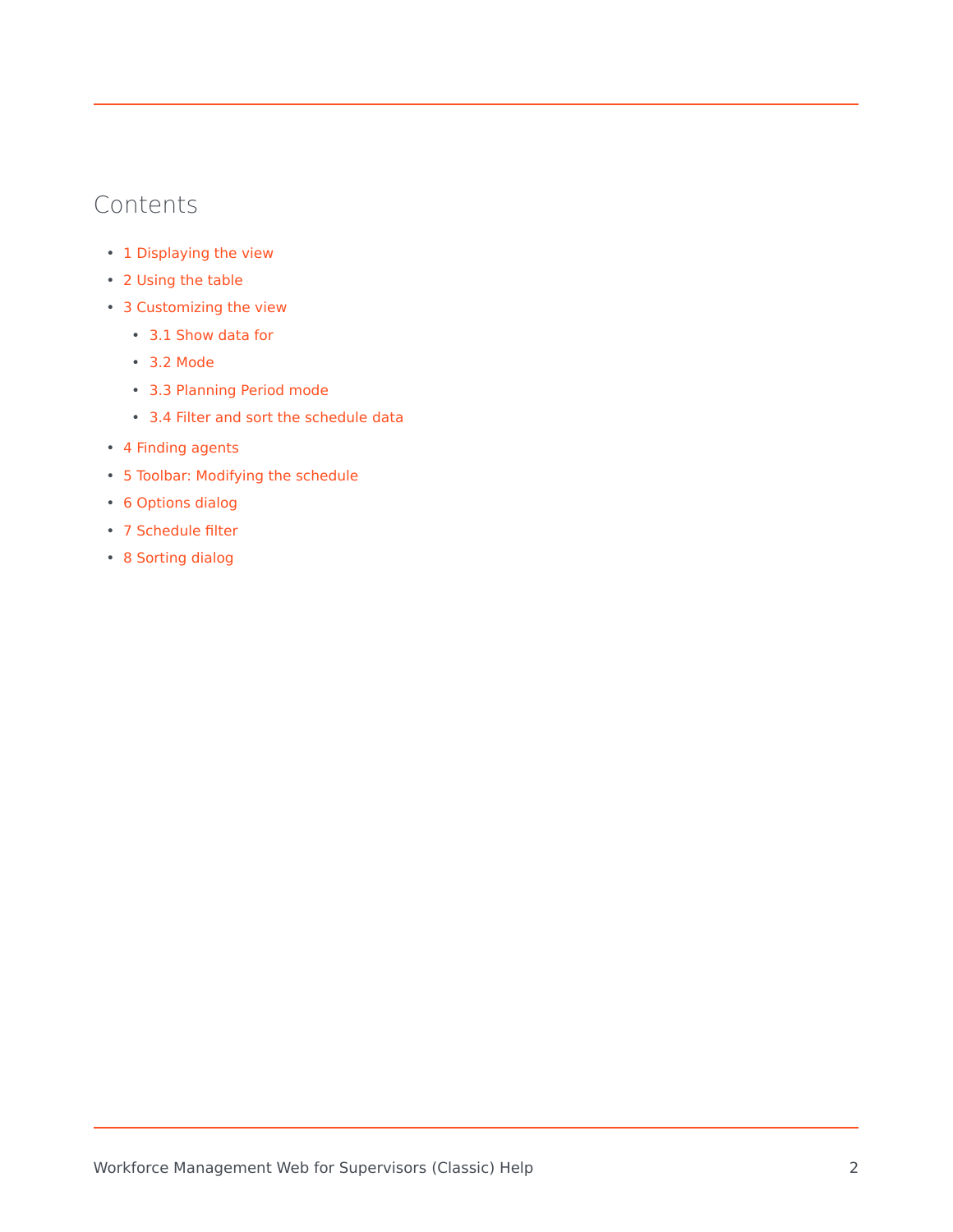## Contents

- 1 Displaying the view
- 2 Using the table
- 3 Customizing the view
  - 3.1 Show data for
  - 3.2 Mode
  - 3.3 Planning Period mode
  - 3.4 Filter and sort the schedule data
- 4 Finding agents
- 5 Toolbar: Modifying the schedule
- 6 Options dialog
- 7 Schedule filter
- 8 Sorting dialog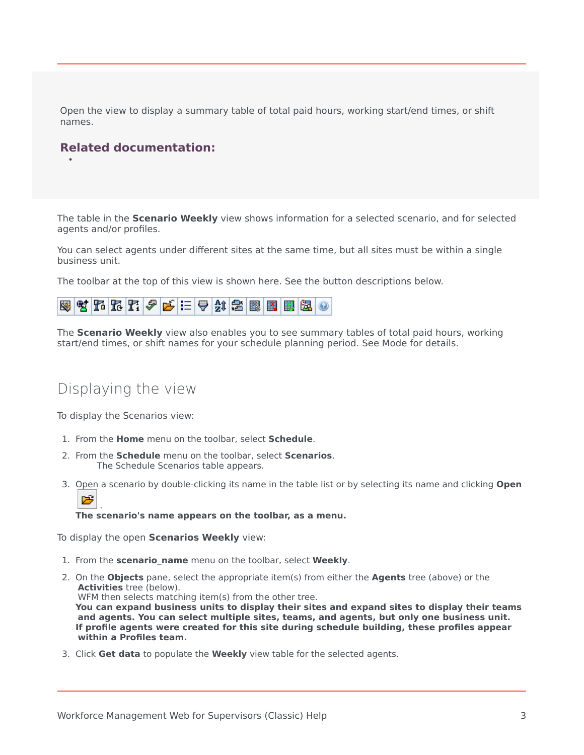Open the view to display a summary table of total paid hours, working start/end times, or shift names.

**Related documentation:**

- 

The table in the **Scenario Weekly** view shows information for a selected scenario, and for selected agents and/or profiles.

You can select agents under different sites at the same time, but all sites must be within a single business unit.

The toolbar at the top of this view is shown here. See the button descriptions below.

The **Scenario Weekly** view also enables you to see summary tables of total paid hours, working start/end times, or shift names for your schedule planning period. See Mode for details.

## Displaying the view

To display the Scenarios view:

1. From the **Home** menu on the toolbar, select **Schedule**.
2. From the **Schedule** menu on the toolbar, select **Scenarios**.
   The Schedule Scenarios table appears.
3. Open a scenario by double-clicking its name in the table list or by selecting its name and clicking **Open** .
   **The scenario's name appears on the toolbar, as a menu.**

To display the open **Scenarios Weekly** view:

1. From the **scenario_name** menu on the toolbar, select **Weekly**.
2. On the **Objects** pane, select the appropriate item(s) from either the **Agents** tree (above) or the **Activities** tree (below).
   WFM then selects matching item(s) from the other tree.
   **You can expand business units to display their sites and expand sites to display their teams and agents. You can select multiple sites, teams, and agents, but only one business unit.**
   **If profile agents were created for this site during schedule building, these profiles appear within a Profiles team.**
3. Click **Get data** to populate the **Weekly** view table for the selected agents.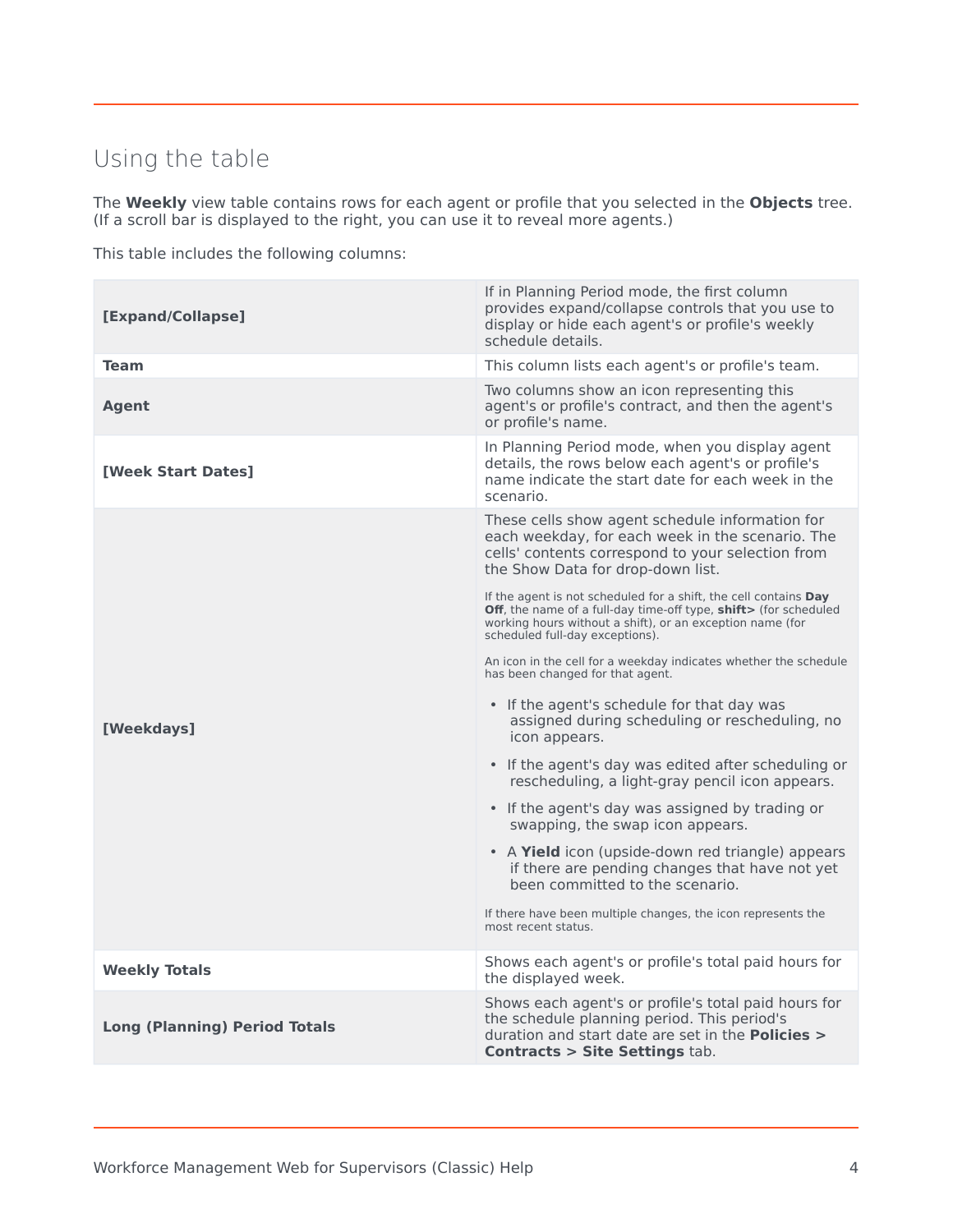## Using the table

The **Weekly** view table contains rows for each agent or profile that you selected in the **Objects** tree. (If a scroll bar is displayed to the right, you can use it to reveal more agents.)

This table includes the following columns:

| | |
|---|---|
| **[Expand/Collapse]** | If in Planning Period mode, the first column provides expand/collapse controls that you use to display or hide each agent's or profile's weekly schedule details. |
| **Team** | This column lists each agent's or profile's team. |
| **Agent** | Two columns show an icon representing this agent's or profile's contract, and then the agent's or profile's name. |
| **[Week Start Dates]** | In Planning Period mode, when you display agent details, the rows below each agent's or profile's name indicate the start date for each week in the scenario. |
| **[Weekdays]** | These cells show agent schedule information for each weekday, for each week in the scenario. The cells' contents correspond to your selection from the Show Data for drop-down list.<br><br>If the agent is not scheduled for a shift, the cell contains **Day Off**, the name of a full-day time-off type, **shift>** (for scheduled working hours without a shift), or an exception name (for scheduled full-day exceptions).<br><br>An icon in the cell for a weekday indicates whether the schedule has been changed for that agent.<br><br>• If the agent's schedule for that day was assigned during scheduling or rescheduling, no icon appears.<br>• If the agent's day was edited after scheduling or rescheduling, a light-gray pencil icon appears.<br>• If the agent's day was assigned by trading or swapping, the swap icon appears.<br>• A **Yield** icon (upside-down red triangle) appears if there are pending changes that have not yet been committed to the scenario.<br><br>If there have been multiple changes, the icon represents the most recent status. |
| **Weekly Totals** | Shows each agent's or profile's total paid hours for the displayed week. |
| **Long (Planning) Period Totals** | Shows each agent's or profile's total paid hours for the schedule planning period. This period's duration and start date are set in the **Policies > Contracts > Site Settings** tab. |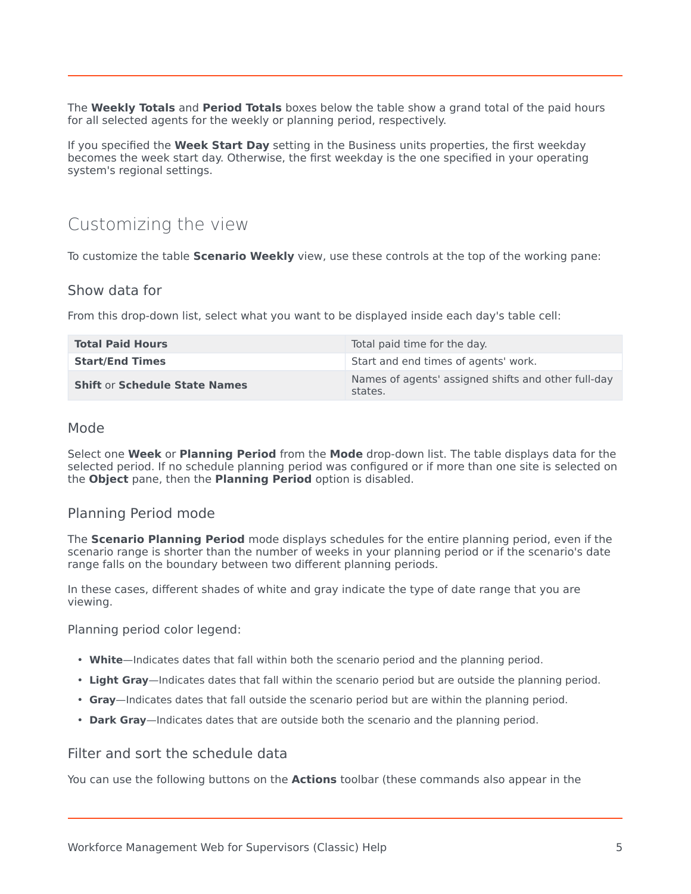The **Weekly Totals** and **Period Totals** boxes below the table show a grand total of the paid hours for all selected agents for the weekly or planning period, respectively.

If you specified the **Week Start Day** setting in the Business units properties, the first weekday becomes the week start day. Otherwise, the first weekday is the one specified in your operating system's regional settings.

## Customizing the view

To customize the table **Scenario Weekly** view, use these controls at the top of the working pane:

### Show data for

From this drop-down list, select what you want to be displayed inside each day's table cell:

| | |
|---|---|
| **Total Paid Hours** | Total paid time for the day. |
| **Start/End Times** | Start and end times of agents' work. |
| **Shift** or **Schedule State Names** | Names of agents' assigned shifts and other full-day states. |

### Mode

Select one **Week** or **Planning Period** from the **Mode** drop-down list. The table displays data for the selected period. If no schedule planning period was configured or if more than one site is selected on the **Object** pane, then the **Planning Period** option is disabled.

### Planning Period mode

The **Scenario Planning Period** mode displays schedules for the entire planning period, even if the scenario range is shorter than the number of weeks in your planning period or if the scenario's date range falls on the boundary between two different planning periods.

In these cases, different shades of white and gray indicate the type of date range that you are viewing.

Planning period color legend:

- **White**—Indicates dates that fall within both the scenario period and the planning period.
- **Light Gray**—Indicates dates that fall within the scenario period but are outside the planning period.
- **Gray**—Indicates dates that fall outside the scenario period but are within the planning period.
- **Dark Gray**—Indicates dates that are outside both the scenario and the planning period.

### Filter and sort the schedule data

You can use the following buttons on the **Actions** toolbar (these commands also appear in the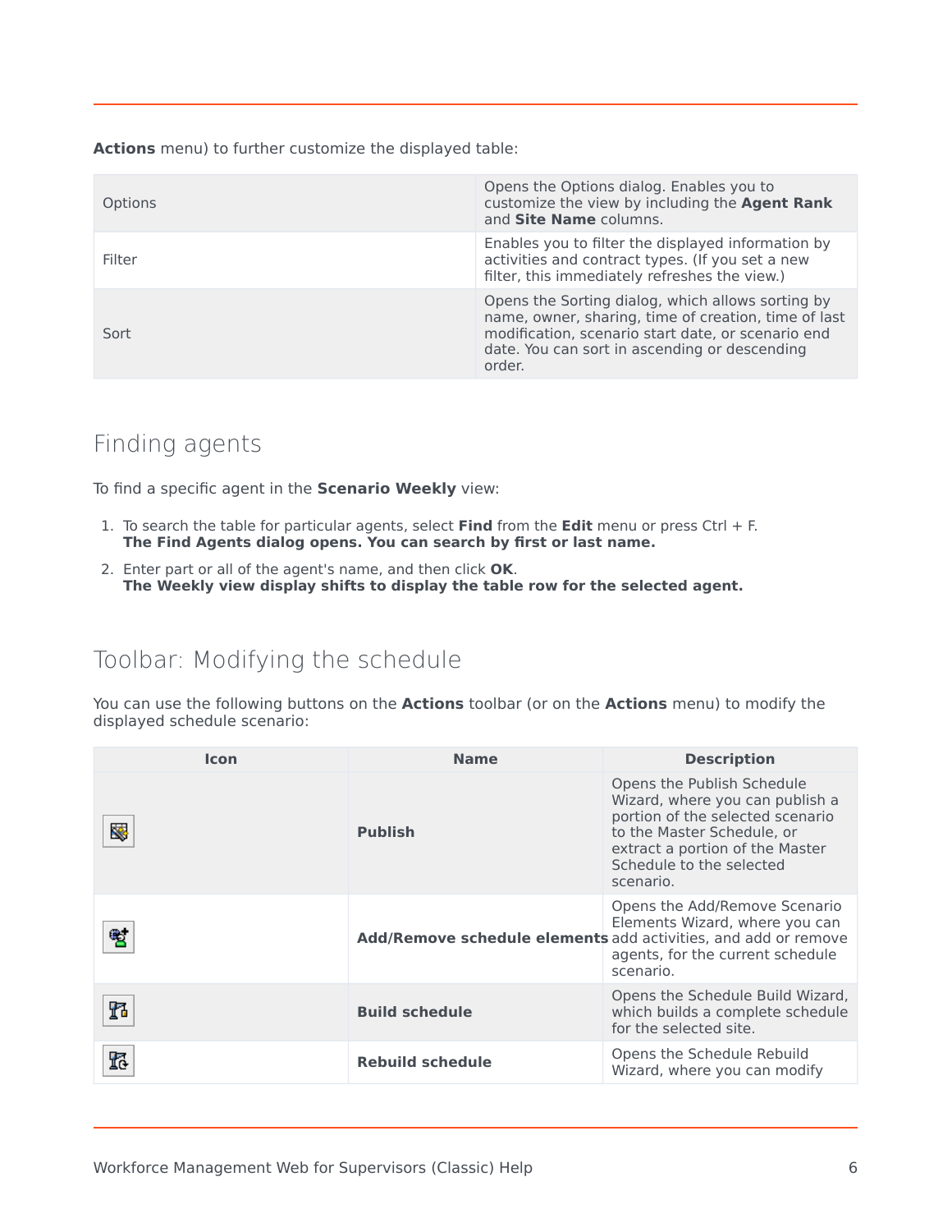**Actions** menu) to further customize the displayed table:

| | |
|---|---|
| Options | Opens the Options dialog. Enables you to customize the view by including the **Agent Rank** and **Site Name** columns. |
| Filter | Enables you to filter the displayed information by activities and contract types. (If you set a new filter, this immediately refreshes the view.) |
| Sort | Opens the Sorting dialog, which allows sorting by name, owner, sharing, time of creation, time of last modification, scenario start date, or scenario end date. You can sort in ascending or descending order. |

## Finding agents

To find a specific agent in the **Scenario Weekly** view:

1. To search the table for particular agents, select **Find** from the **Edit** menu or press Ctrl + F.
   **The Find Agents dialog opens. You can search by first or last name.**
2. Enter part or all of the agent's name, and then click **OK**.
   **The Weekly view display shifts to display the table row for the selected agent.**

## Toolbar: Modifying the schedule

You can use the following buttons on the **Actions** toolbar (or on the **Actions** menu) to modify the displayed schedule scenario:

| Icon | Name | Description |
|---|---|---|
| | **Publish** | Opens the Publish Schedule Wizard, where you can publish a portion of the selected scenario to the Master Schedule, or extract a portion of the Master Schedule to the selected scenario. |
| | **Add/Remove schedule elements** | Opens the Add/Remove Scenario Elements Wizard, where you can add activities, and add or remove agents, for the current schedule scenario. |
| | **Build schedule** | Opens the Schedule Build Wizard, which builds a complete schedule for the selected site. |
| | **Rebuild schedule** | Opens the Schedule Rebuild Wizard, where you can modify |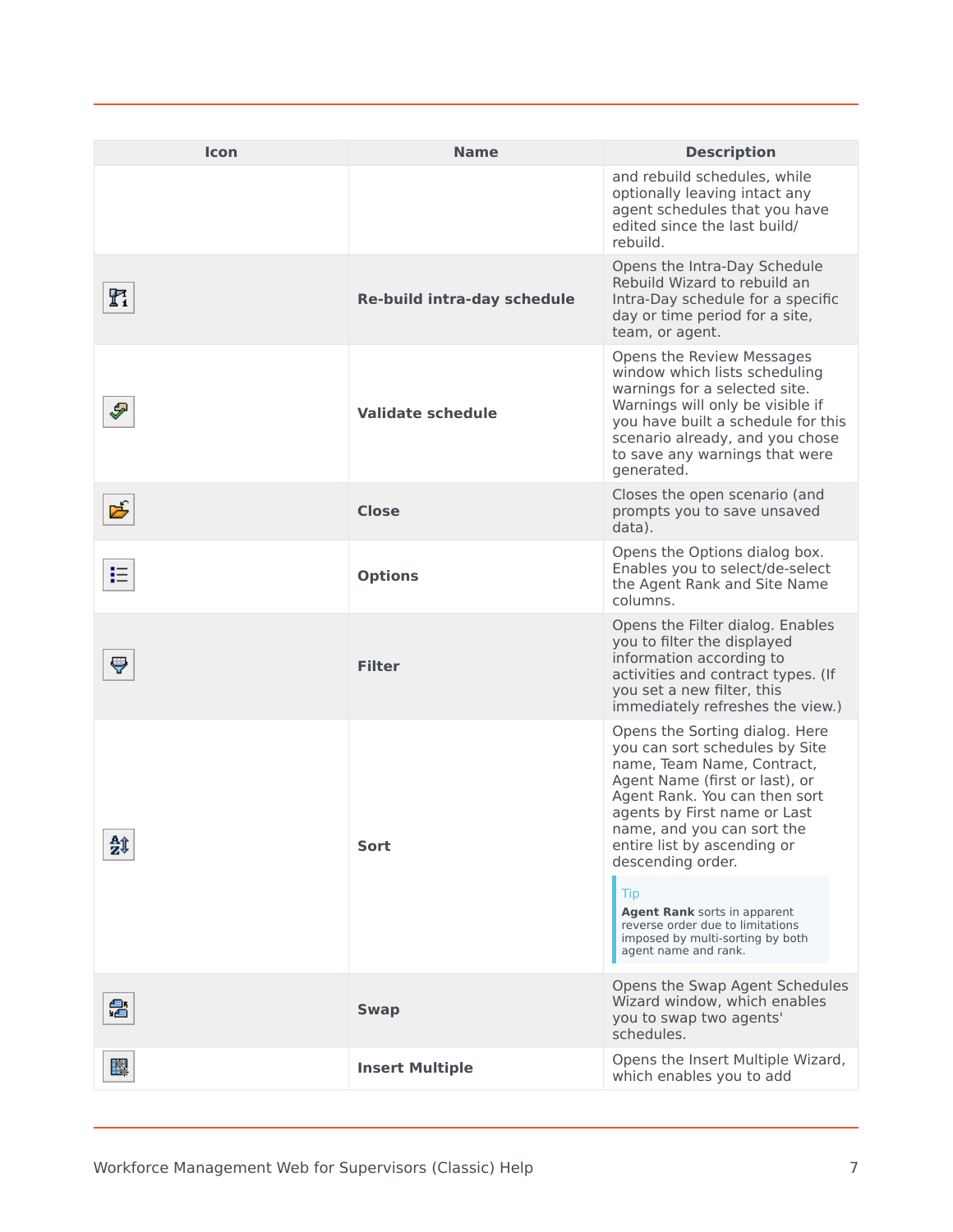| Icon | Name | Description |
| --- | --- | --- |
| | | and rebuild schedules, while optionally leaving intact any agent schedules that you have edited since the last build/ rebuild. |
| | **Re-build intra-day schedule** | Opens the Intra-Day Schedule Rebuild Wizard to rebuild an Intra-Day schedule for a specific day or time period for a site, team, or agent. |
| | **Validate schedule** | Opens the Review Messages window which lists scheduling warnings for a selected site. Warnings will only be visible if you have built a schedule for this scenario already, and you chose to save any warnings that were generated. |
| | **Close** | Closes the open scenario (and prompts you to save unsaved data). |
| | **Options** | Opens the Options dialog box. Enables you to select/de-select the Agent Rank and Site Name columns. |
| | **Filter** | Opens the Filter dialog. Enables you to filter the displayed information according to activities and contract types. (If you set a new filter, this immediately refreshes the view.) |
| | **Sort** | Opens the Sorting dialog. Here you can sort schedules by Site name, Team Name, Contract, Agent Name (first or last), or Agent Rank. You can then sort agents by First name or Last name, and you can sort the entire list by ascending or descending order. Tip: **Agent Rank** sorts in apparent reverse order due to limitations imposed by multi-sorting by both agent name and rank. |
| | **Swap** | Opens the Swap Agent Schedules Wizard window, which enables you to swap two agents' schedules. |
| | **Insert Multiple** | Opens the Insert Multiple Wizard, which enables you to add |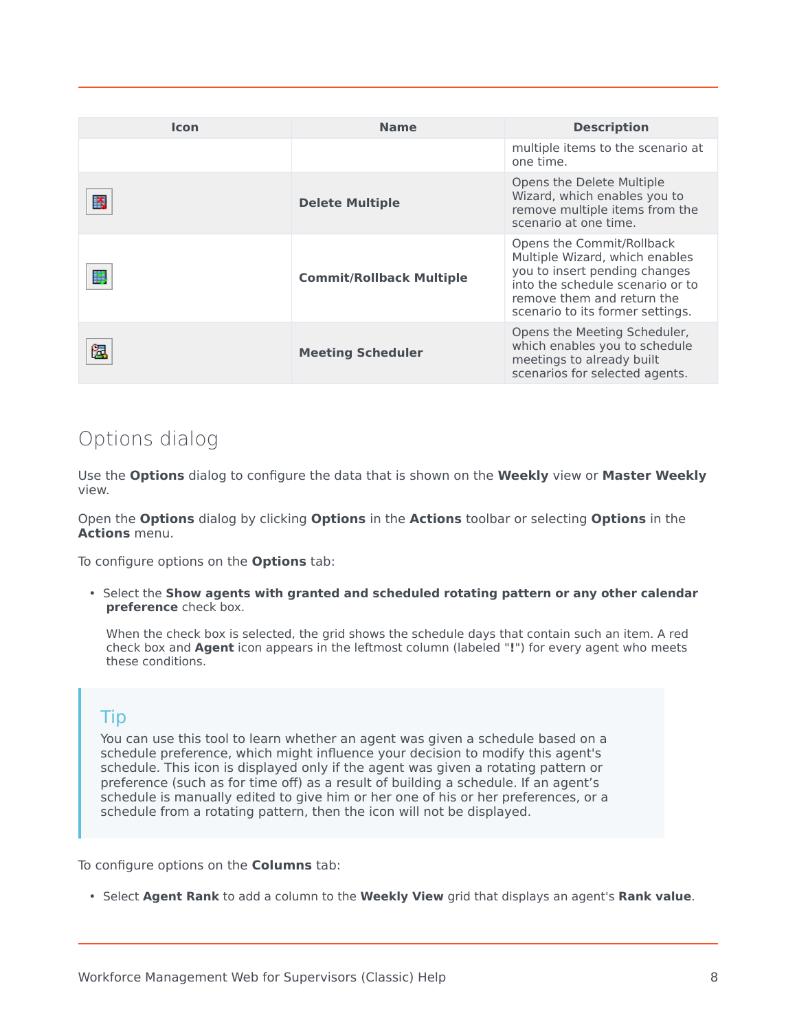| Icon | Name | Description |
|---|---|---|
| | | multiple items to the scenario at one time. |
| | **Delete Multiple** | Opens the Delete Multiple Wizard, which enables you to remove multiple items from the scenario at one time. |
| | **Commit/Rollback Multiple** | Opens the Commit/Rollback Multiple Wizard, which enables you to insert pending changes into the schedule scenario or to remove them and return the scenario to its former settings. |
| | **Meeting Scheduler** | Opens the Meeting Scheduler, which enables you to schedule meetings to already built scenarios for selected agents. |

## Options dialog

Use the **Options** dialog to configure the data that is shown on the **Weekly** view or **Master Weekly** view.

Open the **Options** dialog by clicking **Options** in the **Actions** toolbar or selecting **Options** in the **Actions** menu.

To configure options on the **Options** tab:

- Select the **Show agents with granted and scheduled rotating pattern or any other calendar preference** check box.

  When the check box is selected, the grid shows the schedule days that contain such an item. A red check box and **Agent** icon appears in the leftmost column (labeled "**!**") for every agent who meets these conditions.

> **Tip**
>
> You can use this tool to learn whether an agent was given a schedule based on a schedule preference, which might influence your decision to modify this agent's schedule. This icon is displayed only if the agent was given a rotating pattern or preference (such as for time off) as a result of building a schedule. If an agent's schedule is manually edited to give him or her one of his or her preferences, or a schedule from a rotating pattern, then the icon will not be displayed.

To configure options on the **Columns** tab:

- Select **Agent Rank** to add a column to the **Weekly View** grid that displays an agent's **Rank value**.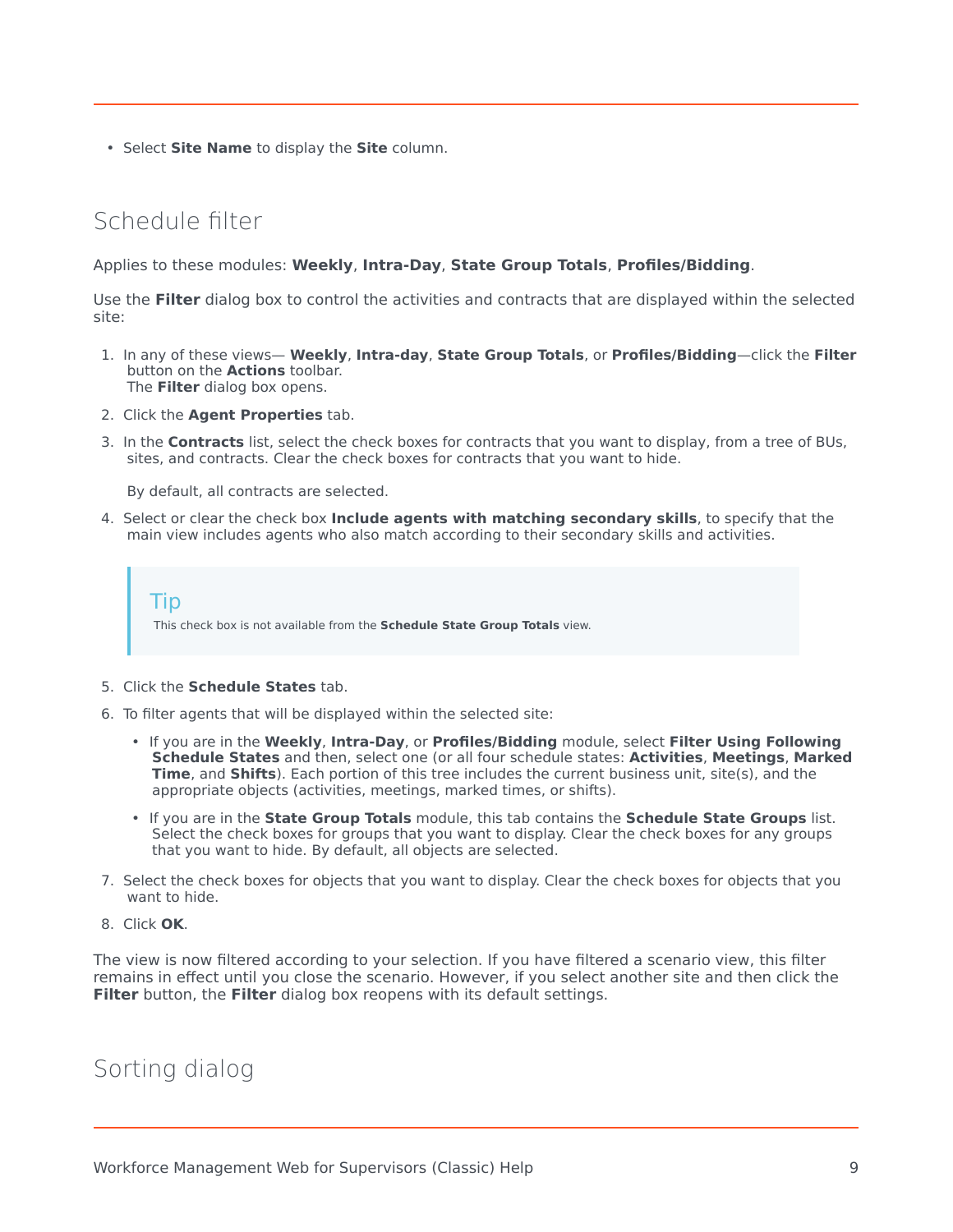- Select **Site Name** to display the **Site** column.

## Schedule filter

Applies to these modules: **Weekly**, **Intra-Day**, **State Group Totals**, **Profiles/Bidding**.

Use the **Filter** dialog box to control the activities and contracts that are displayed within the selected site:

1. In any of these views— **Weekly**, **Intra-day**, **State Group Totals**, or **Profiles/Bidding**—click the **Filter** button on the **Actions** toolbar.
   The **Filter** dialog box opens.
2. Click the **Agent Properties** tab.
3. In the **Contracts** list, select the check boxes for contracts that you want to display, from a tree of BUs, sites, and contracts. Clear the check boxes for contracts that you want to hide.

   By default, all contracts are selected.
4. Select or clear the check box **Include agents with matching secondary skills**, to specify that the main view includes agents who also match according to their secondary skills and activities.

   > **Tip**
   > This check box is not available from the **Schedule State Group Totals** view.

5. Click the **Schedule States** tab.
6. To filter agents that will be displayed within the selected site:
   - If you are in the **Weekly**, **Intra-Day**, or **Profiles/Bidding** module, select **Filter Using Following Schedule States** and then, select one (or all four schedule states: **Activities**, **Meetings**, **Marked Time**, and **Shifts**). Each portion of this tree includes the current business unit, site(s), and the appropriate objects (activities, meetings, marked times, or shifts).
   - If you are in the **State Group Totals** module, this tab contains the **Schedule State Groups** list. Select the check boxes for groups that you want to display. Clear the check boxes for any groups that you want to hide. By default, all objects are selected.
7. Select the check boxes for objects that you want to display. Clear the check boxes for objects that you want to hide.
8. Click **OK**.

The view is now filtered according to your selection. If you have filtered a scenario view, this filter remains in effect until you close the scenario. However, if you select another site and then click the **Filter** button, the **Filter** dialog box reopens with its default settings.

## Sorting dialog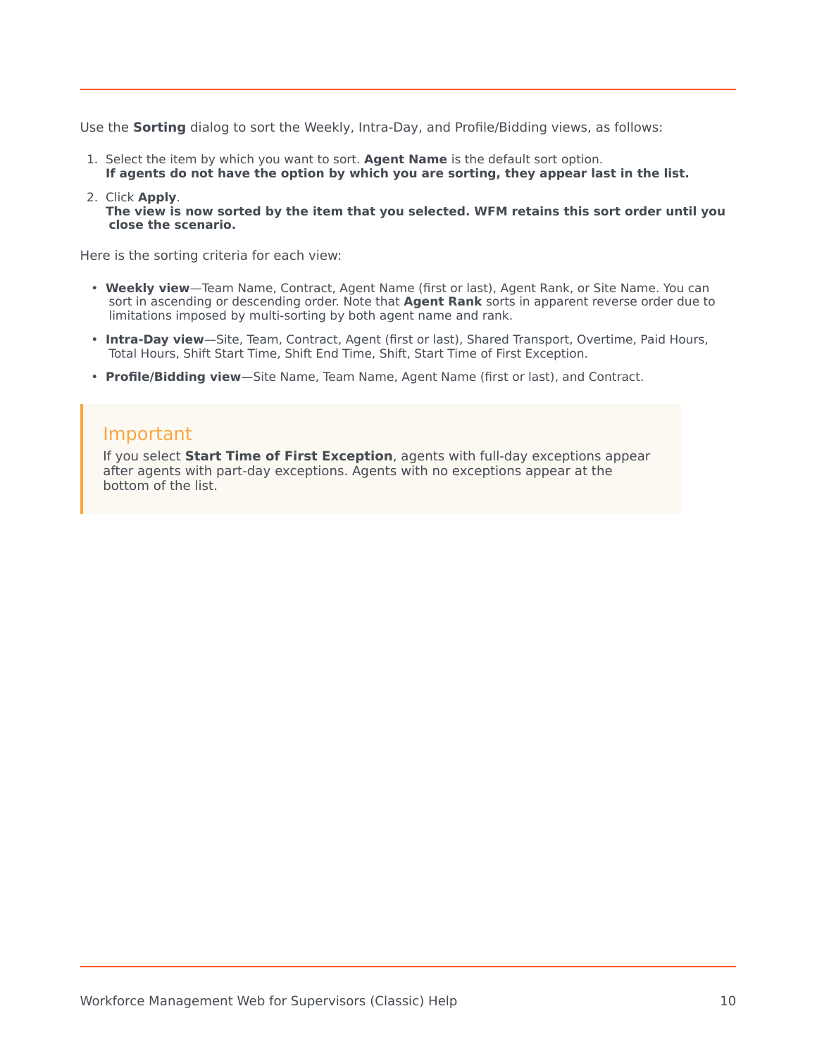Use the **Sorting** dialog to sort the Weekly, Intra-Day, and Profile/Bidding views, as follows:

1. Select the item by which you want to sort. **Agent Name** is the default sort option.
   **If agents do not have the option by which you are sorting, they appear last in the list.**
2. Click **Apply**.
   **The view is now sorted by the item that you selected. WFM retains this sort order until you close the scenario.**

Here is the sorting criteria for each view:

- **Weekly view**—Team Name, Contract, Agent Name (first or last), Agent Rank, or Site Name. You can sort in ascending or descending order. Note that **Agent Rank** sorts in apparent reverse order due to limitations imposed by multi-sorting by both agent name and rank.
- **Intra-Day view**—Site, Team, Contract, Agent (first or last), Shared Transport, Overtime, Paid Hours, Total Hours, Shift Start Time, Shift End Time, Shift, Start Time of First Exception.
- **Profile/Bidding view**—Site Name, Team Name, Agent Name (first or last), and Contract.

> **Important**
>
> If you select **Start Time of First Exception**, agents with full-day exceptions appear after agents with part-day exceptions. Agents with no exceptions appear at the bottom of the list.